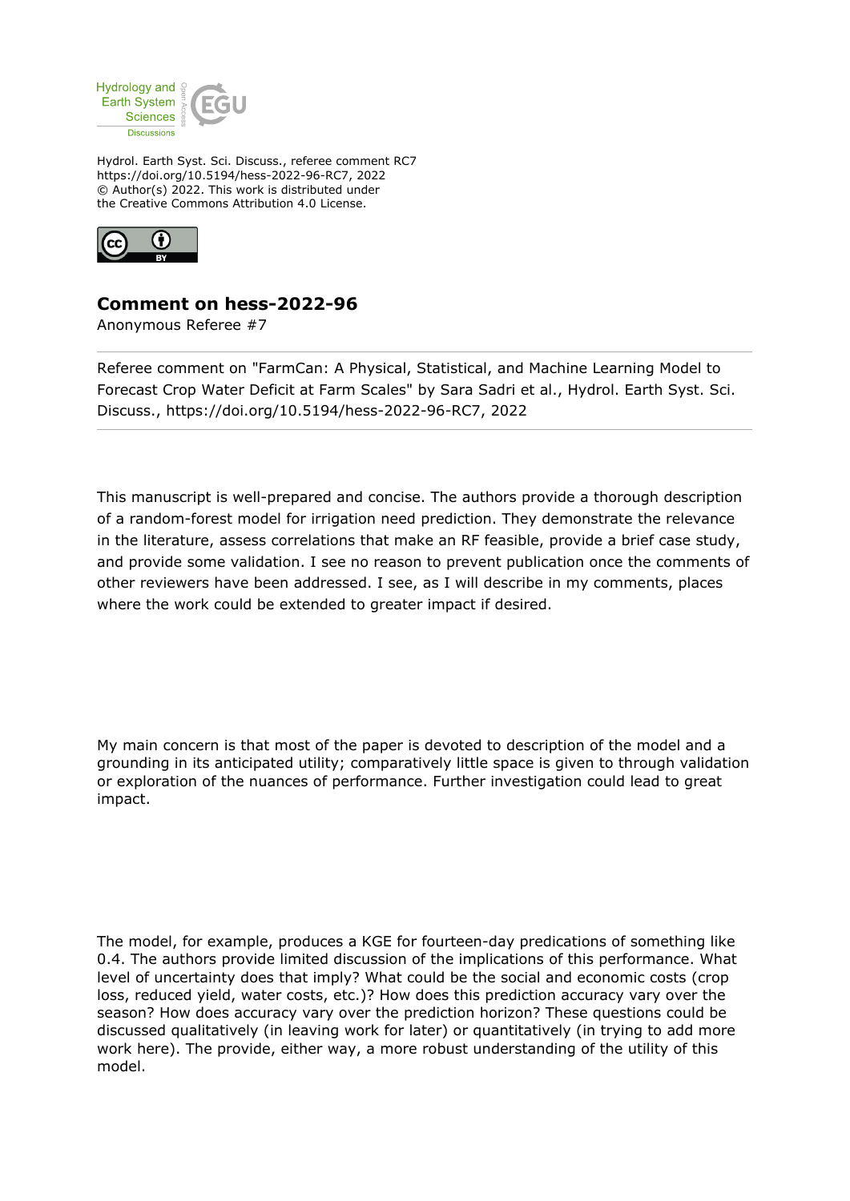Hydrology and Earth System Sciences Discussions

Hydrol. Earth Syst. Sci. Discuss., referee comment RC7
https://doi.org/10.5194/hess-2022-96-RC7, 2022
© Author(s) 2022. This work is distributed under
the Creative Commons Attribution 4.0 License.

# Comment on hess-2022-96

Anonymous Referee #7

---

Referee comment on "FarmCan: A Physical, Statistical, and Machine Learning Model to Forecast Crop Water Deficit at Farm Scales" by Sara Sadri et al., Hydrol. Earth Syst. Sci. Discuss., https://doi.org/10.5194/hess-2022-96-RC7, 2022

---

This manuscript is well-prepared and concise. The authors provide a thorough description of a random-forest model for irrigation need prediction. They demonstrate the relevance in the literature, assess correlations that make an RF feasible, provide a brief case study, and provide some validation. I see no reason to prevent publication once the comments of other reviewers have been addressed. I see, as I will describe in my comments, places where the work could be extended to greater impact if desired.

My main concern is that most of the paper is devoted to description of the model and a grounding in its anticipated utility; comparatively little space is given to through validation or exploration of the nuances of performance. Further investigation could lead to great impact.

The model, for example, produces a KGE for fourteen-day predications of something like 0.4. The authors provide limited discussion of the implications of this performance. What level of uncertainty does that imply? What could be the social and economic costs (crop loss, reduced yield, water costs, etc.)? How does this prediction accuracy vary over the season? How does accuracy vary over the prediction horizon? These questions could be discussed qualitatively (in leaving work for later) or quantitatively (in trying to add more work here). The provide, either way, a more robust understanding of the utility of this model.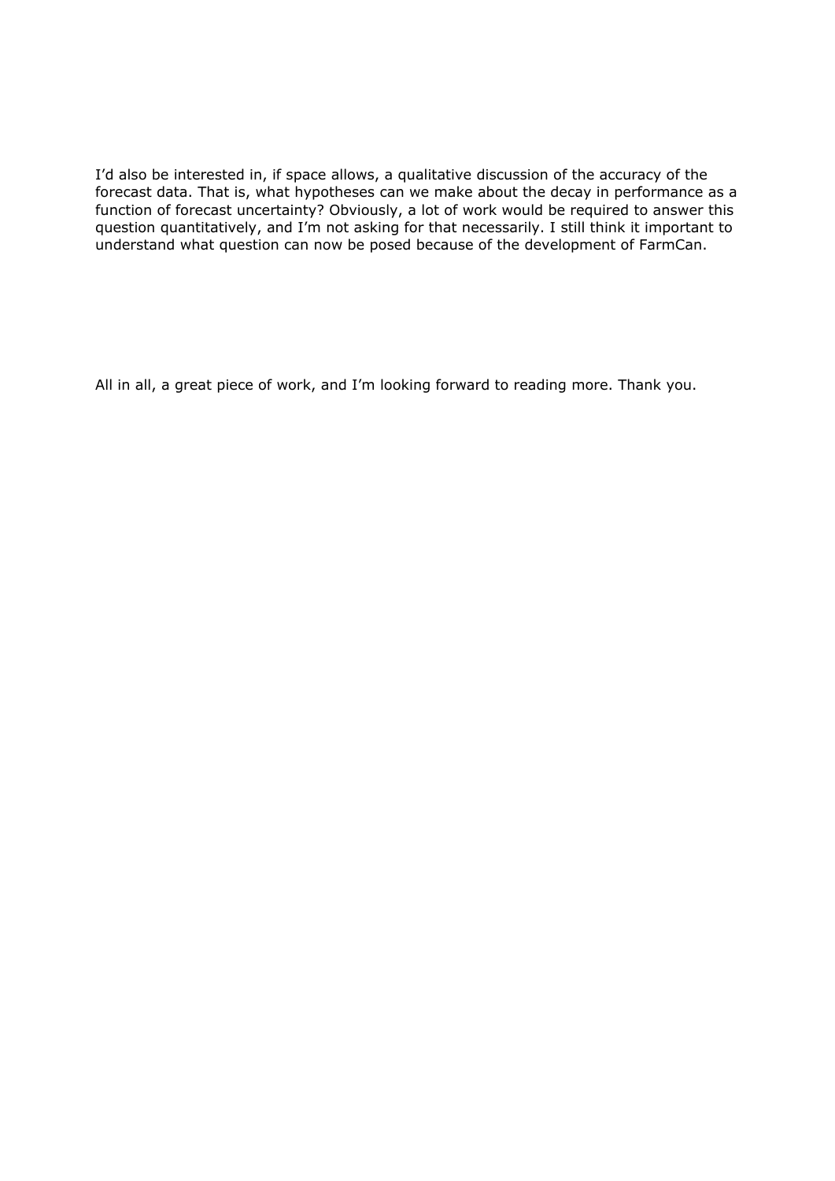I'd also be interested in, if space allows, a qualitative discussion of the accuracy of the forecast data. That is, what hypotheses can we make about the decay in performance as a function of forecast uncertainty? Obviously, a lot of work would be required to answer this question quantitatively, and I'm not asking for that necessarily. I still think it important to understand what question can now be posed because of the development of FarmCan.

All in all, a great piece of work, and I'm looking forward to reading more. Thank you.